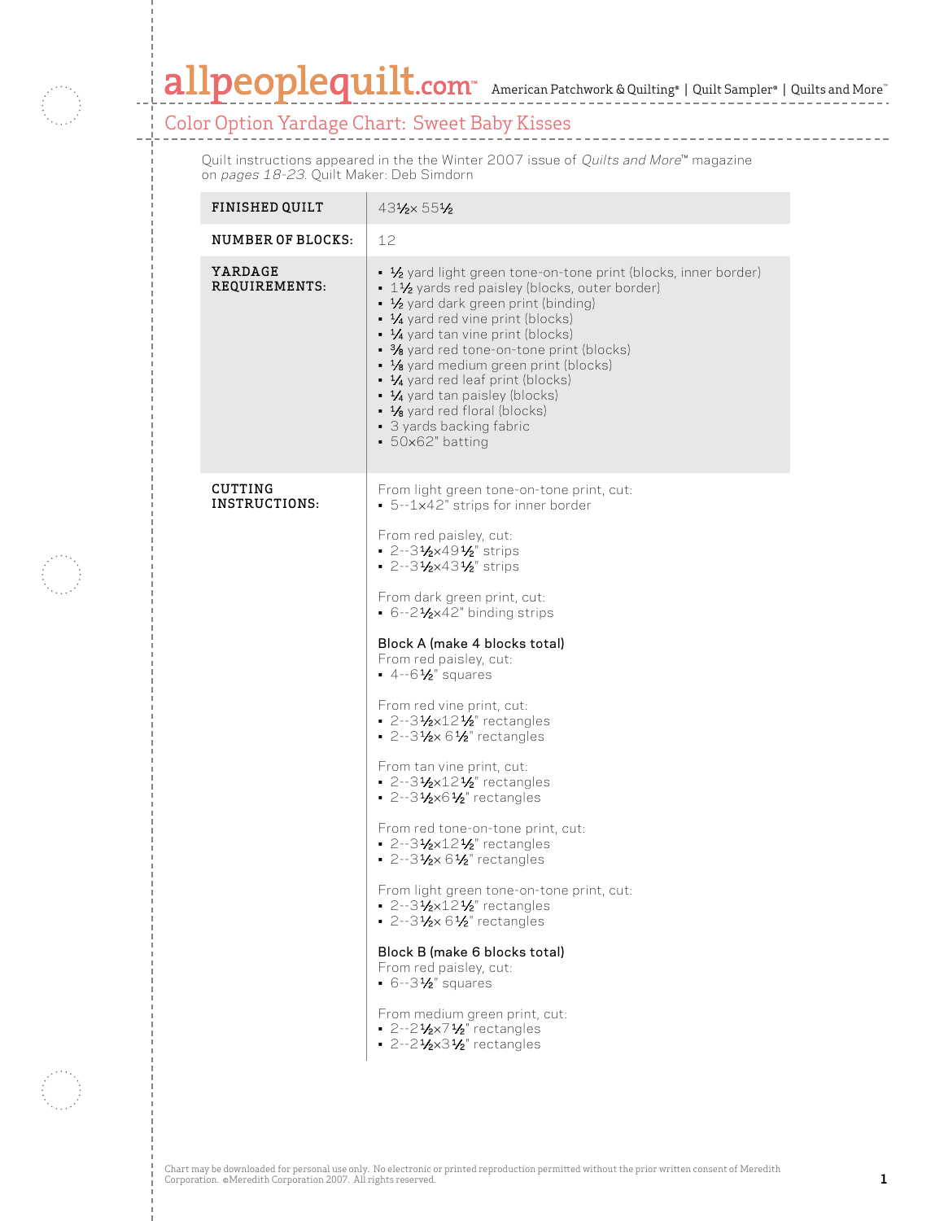# allpeoplequilt.com

American Patchwork & Quilting® | Quilt Sampler® | Quilts and More™

## Color Option Yardage Chart: Sweet Baby Kisses

Quilt instructions appeared in the the Winter 2007 issue of *Quilts and More*™ magazine on *pages 18-23*. Quilt Maker: Deb Simdorn

| | |
|---|---|
| **FINISHED QUILT** | 43½× 55½ |
| **NUMBER OF BLOCKS:** | 12 |
| **YARDAGE REQUIREMENTS:** | ▪ ½ yard light green tone-on-tone print (blocks, inner border)<br>▪ 1½ yards red paisley (blocks, outer border)<br>▪ ½ yard dark green print (binding)<br>▪ ¼ yard red vine print (blocks)<br>▪ ¼ yard tan vine print (blocks)<br>▪ ⅜ yard red tone-on-tone print (blocks)<br>▪ ⅛ yard medium green print (blocks)<br>▪ ¼ yard red leaf print (blocks)<br>▪ ¼ yard tan paisley (blocks)<br>▪ ⅛ yard red floral (blocks)<br>▪ 3 yards backing fabric<br>▪ 50×62" batting |
| **CUTTING INSTRUCTIONS:** | From light green tone-on-tone print, cut:<br>▪ 5--1×42" strips for inner border<br><br>From red paisley, cut:<br>▪ 2--3½×49½" strips<br>▪ 2--3½×43½" strips<br><br>From dark green print, cut:<br>▪ 6--2½×42" binding strips<br><br>Block A (make 4 blocks total)<br>From red paisley, cut:<br>▪ 4--6½" squares<br><br>From red vine print, cut:<br>▪ 2--3½×12½" rectangles<br>▪ 2--3½× 6½" rectangles<br><br>From tan vine print, cut:<br>▪ 2--3½×12½" rectangles<br>▪ 2--3½×6½" rectangles<br><br>From red tone-on-tone print, cut:<br>▪ 2--3½×12½" rectangles<br>▪ 2--3½× 6½" rectangles<br><br>From light green tone-on-tone print, cut:<br>▪ 2--3½×12½" rectangles<br>▪ 2--3½× 6½" rectangles<br><br>Block B (make 6 blocks total)<br>From red paisley, cut:<br>▪ 6--3½" squares<br><br>From medium green print, cut:<br>▪ 2--2½×7½" rectangles<br>▪ 2--2½×3½" rectangles |

Chart may be downloaded for personal use only. No electronic or printed reproduction permitted without the prior written consent of Meredith Corporation. ©Meredith Corporation 2007. All rights reserved.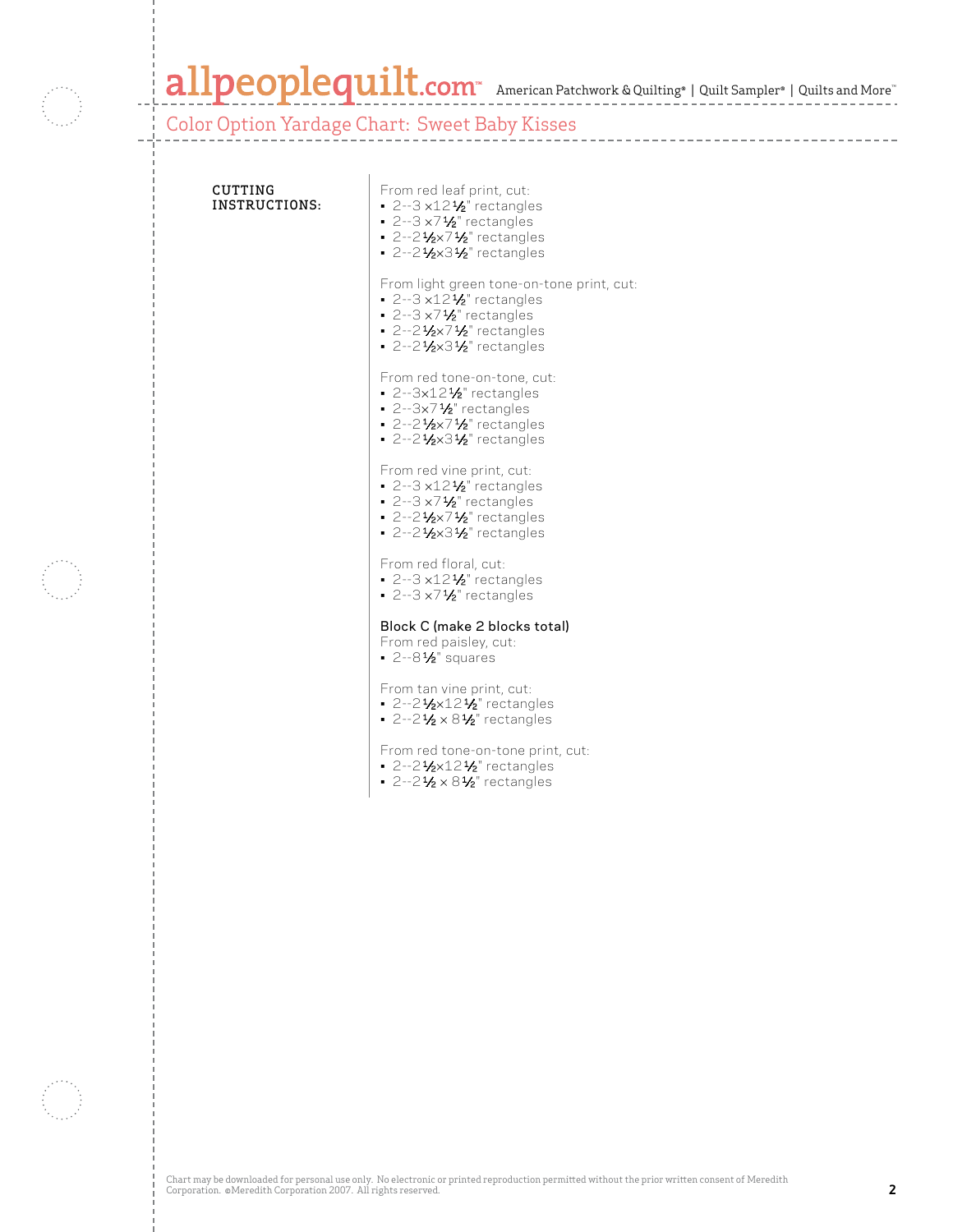## Color Option Yardage Chart: Sweet Baby Kisses

**CUTTING INSTRUCTIONS:**

From red leaf print, cut:
- 2--3 ×12½" rectangles
- 2--3 ×7½" rectangles
- 2--2½×7½" rectangles
- 2--2½×3½" rectangles

From light green tone-on-tone print, cut:
- 2--3 ×12½" rectangles
- 2--3 ×7½" rectangles
- 2--2½×7½" rectangles
- 2--2½×3½" rectangles

From red tone-on-tone, cut:
- 2--3×12½" rectangles
- 2--3×7½" rectangles
- 2--2½×7½" rectangles
- 2--2½×3½" rectangles

From red vine print, cut:
- 2--3 ×12½" rectangles
- 2--3 ×7½" rectangles
- 2--2½×7½" rectangles
- 2--2½×3½" rectangles

From red floral, cut:
- 2--3 ×12½" rectangles
- 2--3 ×7½" rectangles

Block C (make 2 blocks total)

From red paisley, cut:
- 2--8½" squares

From tan vine print, cut:
- 2--2½×12½" rectangles
- 2--2½ × 8½" rectangles

From red tone-on-tone print, cut:
- 2--2½×12½" rectangles
- 2--2½ × 8½" rectangles

Chart may be downloaded for personal use only. No electronic or printed reproduction permitted without the prior written consent of Meredith Corporation. ©Meredith Corporation 2007. All rights reserved.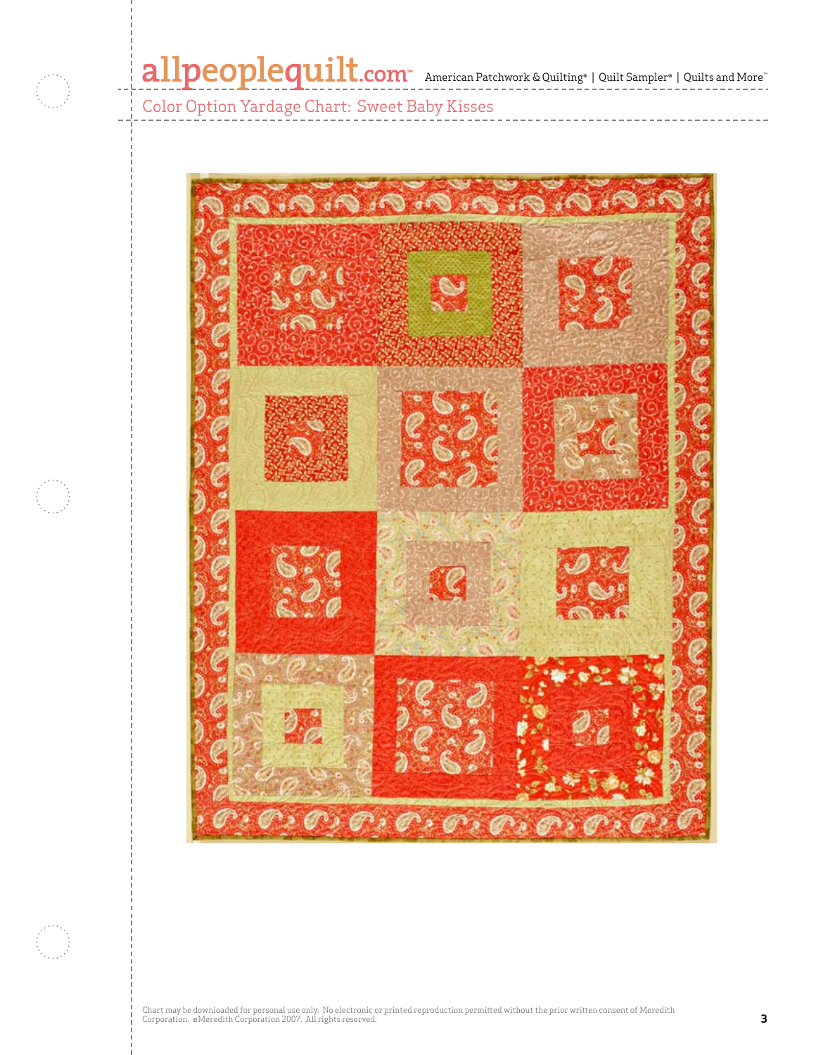# Color Option Yardage Chart: Sweet Baby Kisses

Chart may be downloaded for personal use only. No electronic or printed reproduction permitted without the prior written consent of Meredith Corporation. ©Meredith Corporation 2007. All rights reserved.